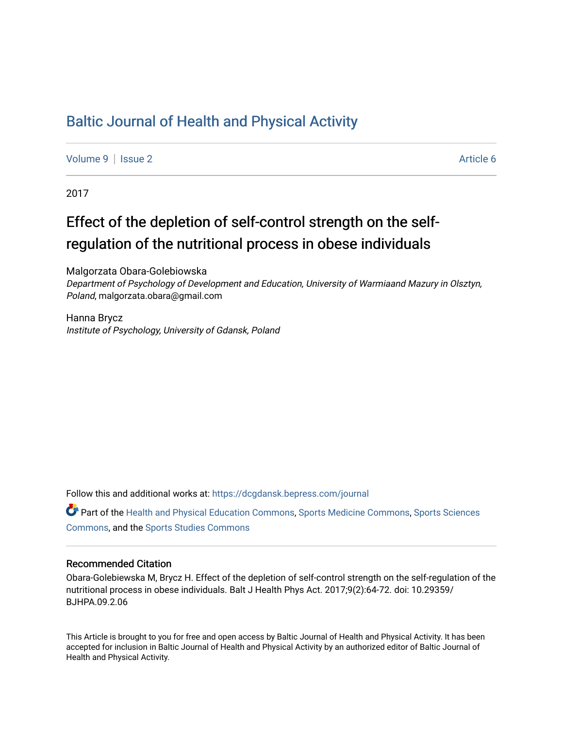# Baltic Journal of Health and Physical Activity

Volume 9 | Issue 2 Article 6

2017

## Effect of the depletion of self-control strength on the self-regulation of the nutritional process in obese individuals

Malgorzata Obara-Golebiowska
*Department of Psychology of Development and Education, University of Warmiaand Mazury in Olsztyn, Poland*, malgorzata.obara@gmail.com

Hanna Brycz
*Institute of Psychology, University of Gdansk, Poland*

Follow this and additional works at: https://dcgdansk.bepress.com/journal

Part of the Health and Physical Education Commons, Sports Medicine Commons, Sports Sciences Commons, and the Sports Studies Commons

### Recommended Citation

Obara-Golebiewska M, Brycz H. Effect of the depletion of self-control strength on the self-regulation of the nutritional process in obese individuals. Balt J Health Phys Act. 2017;9(2):64-72. doi: 10.29359/BJHPA.09.2.06

This Article is brought to you for free and open access by Baltic Journal of Health and Physical Activity. It has been accepted for inclusion in Baltic Journal of Health and Physical Activity by an authorized editor of Baltic Journal of Health and Physical Activity.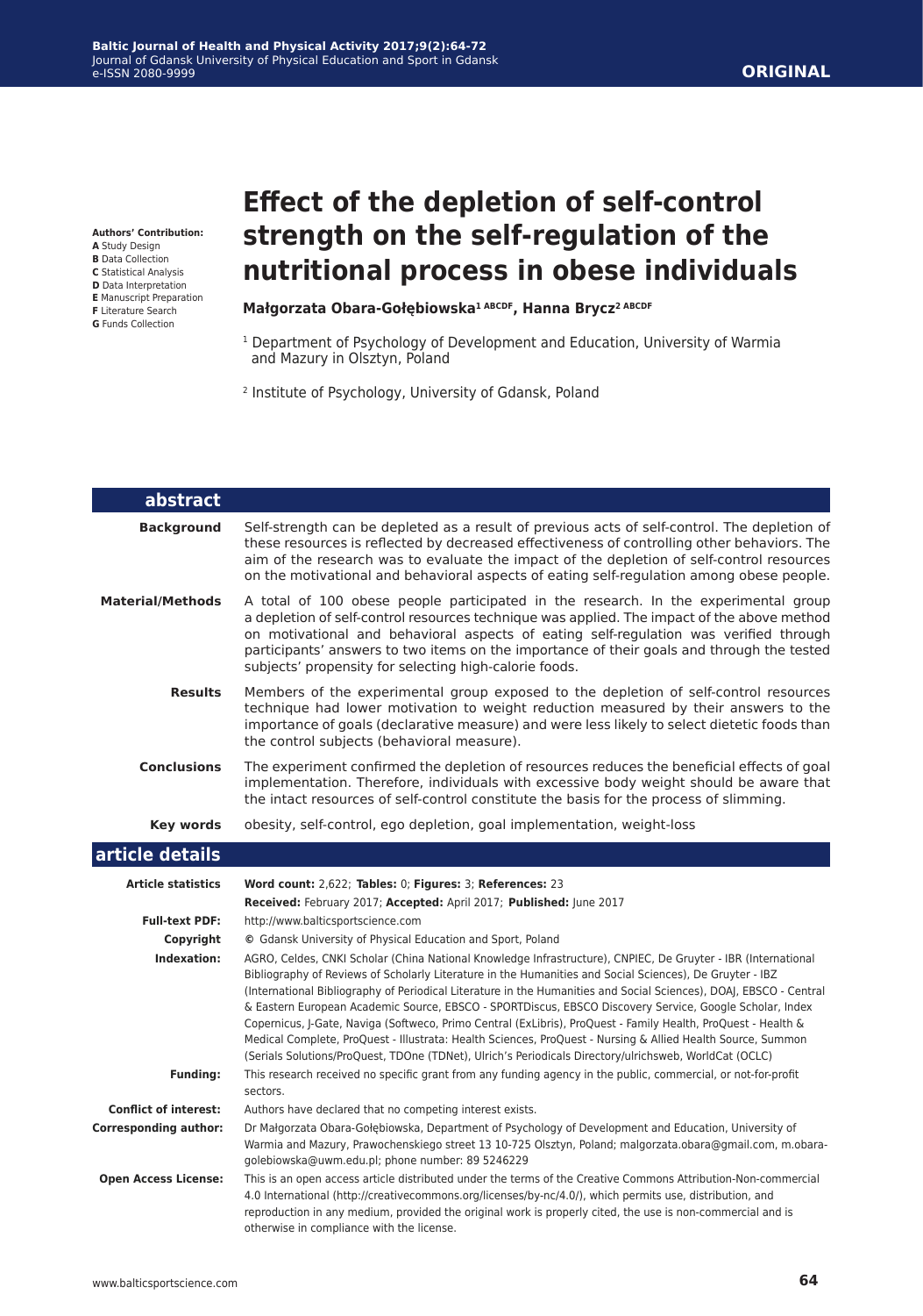**Authors' Contribution:**
**A** Study Design
**B** Data Collection
**C** Statistical Analysis
**D** Data Interpretation
**E** Manuscript Preparation
**F** Literature Search
**G** Funds Collection

**ORIGINAL**

# Effect of the depletion of self-control strength on the self-regulation of the nutritional process in obese individuals

**Małgorzata Obara-Gołębiowska[1 ABCDF], Hanna Brycz[2 ABCDF]**

[1] Department of Psychology of Development and Education, University of Warmia and Mazury in Olsztyn, Poland

[2] Institute of Psychology, University of Gdansk, Poland

## abstract

**Background** Self-strength can be depleted as a result of previous acts of self-control. The depletion of these resources is reflected by decreased effectiveness of controlling other behaviors. The aim of the research was to evaluate the impact of the depletion of self-control resources on the motivational and behavioral aspects of eating self-regulation among obese people.

**Material/Methods** A total of 100 obese people participated in the research. In the experimental group a depletion of self-control resources technique was applied. The impact of the above method on motivational and behavioral aspects of eating self-regulation was verified through participants' answers to two items on the importance of their goals and through the tested subjects' propensity for selecting high-calorie foods.

**Results** Members of the experimental group exposed to the depletion of self-control resources technique had lower motivation to weight reduction measured by their answers to the importance of goals (declarative measure) and were less likely to select dietetic foods than the control subjects (behavioral measure).

**Conclusions** The experiment confirmed the depletion of resources reduces the beneficial effects of goal implementation. Therefore, individuals with excessive body weight should be aware that the intact resources of self-control constitute the basis for the process of slimming.

**Key words** obesity, self-control, ego depletion, goal implementation, weight-loss

## article details

**Article statistics** **Word count:** 2,622; **Tables:** 0; **Figures:** 3; **References:** 23
**Received:** February 2017; **Accepted:** April 2017; **Published:** June 2017

**Full-text PDF:** http://www.balticsportscience.com

**Copyright** © Gdansk University of Physical Education and Sport, Poland

**Indexation:** AGRO, Celdes, CNKI Scholar (China National Knowledge Infrastructure), CNPIEC, De Gruyter - IBR (International Bibliography of Reviews of Scholarly Literature in the Humanities and Social Sciences), De Gruyter - IBZ (International Bibliography of Periodical Literature in the Humanities and Social Sciences), DOAJ, EBSCO - Central & Eastern European Academic Source, EBSCO - SPORTDiscus, EBSCO Discovery Service, Google Scholar, Index Copernicus, J-Gate, Naviga (Softweco, Primo Central (ExLibris), ProQuest - Family Health, ProQuest - Health & Medical Complete, ProQuest - Illustrata: Health Sciences, ProQuest - Nursing & Allied Health Source, Summon (Serials Solutions/ProQuest, TDOne (TDNet), Ulrich's Periodicals Directory/ulrichsweb, WorldCat (OCLC)

**Funding:** This research received no specific grant from any funding agency in the public, commercial, or not-for-profit sectors.

**Conflict of interest:** Authors have declared that no competing interest exists.

**Corresponding author:** Dr Małgorzata Obara-Gołębiowska, Department of Psychology of Development and Education, University of Warmia and Mazury, Prawochenskiego street 13 10-725 Olsztyn, Poland; malgorzata.obara@gmail.com, m.obara-golebiowska@uwm.edu.pl; phone number: 89 5246229

**Open Access License:** This is an open access article distributed under the terms of the Creative Commons Attribution-Non-commercial 4.0 International (http://creativecommons.org/licenses/by-nc/4.0/), which permits use, distribution, and reproduction in any medium, provided the original work is properly cited, the use is non-commercial and is otherwise in compliance with the license.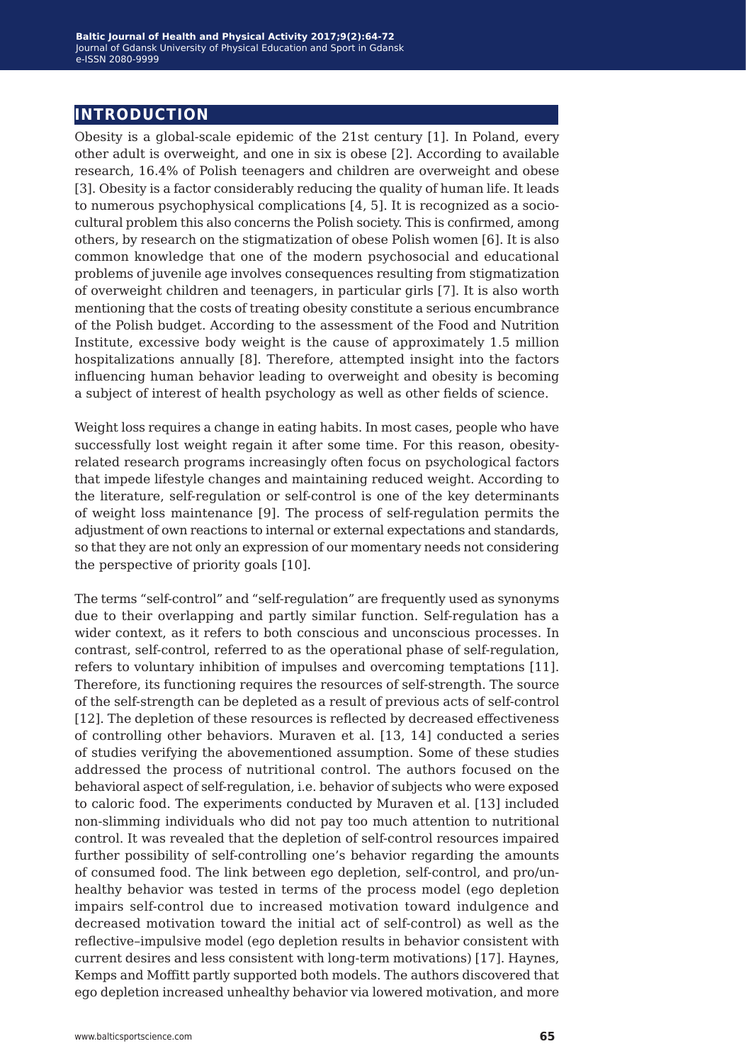# INTRODUCTION

Obesity is a global-scale epidemic of the 21st century [1]. In Poland, every other adult is overweight, and one in six is obese [2]. According to available research, 16.4% of Polish teenagers and children are overweight and obese [3]. Obesity is a factor considerably reducing the quality of human life. It leads to numerous psychophysical complications [4, 5]. It is recognized as a sociocultural problem this also concerns the Polish society. This is confirmed, among others, by research on the stigmatization of obese Polish women [6]. It is also common knowledge that one of the modern psychosocial and educational problems of juvenile age involves consequences resulting from stigmatization of overweight children and teenagers, in particular girls [7]. It is also worth mentioning that the costs of treating obesity constitute a serious encumbrance of the Polish budget. According to the assessment of the Food and Nutrition Institute, excessive body weight is the cause of approximately 1.5 million hospitalizations annually [8]. Therefore, attempted insight into the factors influencing human behavior leading to overweight and obesity is becoming a subject of interest of health psychology as well as other fields of science.

Weight loss requires a change in eating habits. In most cases, people who have successfully lost weight regain it after some time. For this reason, obesity-related research programs increasingly often focus on psychological factors that impede lifestyle changes and maintaining reduced weight. According to the literature, self-regulation or self-control is one of the key determinants of weight loss maintenance [9]. The process of self-regulation permits the adjustment of own reactions to internal or external expectations and standards, so that they are not only an expression of our momentary needs not considering the perspective of priority goals [10].

The terms "self-control" and "self-regulation" are frequently used as synonyms due to their overlapping and partly similar function. Self-regulation has a wider context, as it refers to both conscious and unconscious processes. In contrast, self-control, referred to as the operational phase of self-regulation, refers to voluntary inhibition of impulses and overcoming temptations [11]. Therefore, its functioning requires the resources of self-strength. The source of the self-strength can be depleted as a result of previous acts of self-control [12]. The depletion of these resources is reflected by decreased effectiveness of controlling other behaviors. Muraven et al. [13, 14] conducted a series of studies verifying the abovementioned assumption. Some of these studies addressed the process of nutritional control. The authors focused on the behavioral aspect of self-regulation, i.e. behavior of subjects who were exposed to caloric food. The experiments conducted by Muraven et al. [13] included non-slimming individuals who did not pay too much attention to nutritional control. It was revealed that the depletion of self-control resources impaired further possibility of self-controlling one's behavior regarding the amounts of consumed food. The link between ego depletion, self-control, and pro/unhealthy behavior was tested in terms of the process model (ego depletion impairs self-control due to increased motivation toward indulgence and decreased motivation toward the initial act of self-control) as well as the reflective–impulsive model (ego depletion results in behavior consistent with current desires and less consistent with long-term motivations) [17]. Haynes, Kemps and Moffitt partly supported both models. The authors discovered that ego depletion increased unhealthy behavior via lowered motivation, and more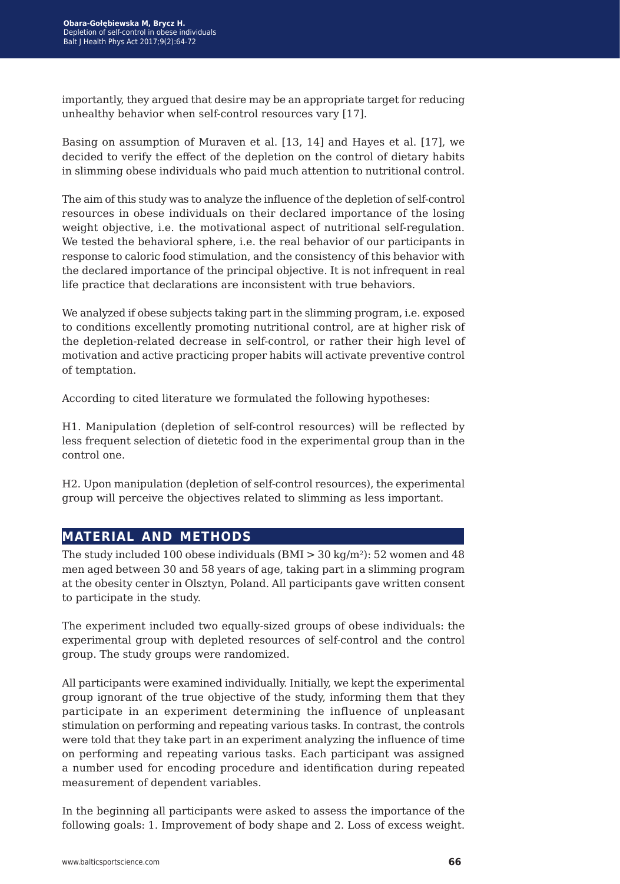importantly, they argued that desire may be an appropriate target for reducing unhealthy behavior when self-control resources vary [17].

Basing on assumption of Muraven et al. [13, 14] and Hayes et al. [17], we decided to verify the effect of the depletion on the control of dietary habits in slimming obese individuals who paid much attention to nutritional control.

The aim of this study was to analyze the influence of the depletion of self-control resources in obese individuals on their declared importance of the losing weight objective, i.e. the motivational aspect of nutritional self-regulation. We tested the behavioral sphere, i.e. the real behavior of our participants in response to caloric food stimulation, and the consistency of this behavior with the declared importance of the principal objective. It is not infrequent in real life practice that declarations are inconsistent with true behaviors.

We analyzed if obese subjects taking part in the slimming program, i.e. exposed to conditions excellently promoting nutritional control, are at higher risk of the depletion-related decrease in self-control, or rather their high level of motivation and active practicing proper habits will activate preventive control of temptation.

According to cited literature we formulated the following hypotheses:

H1. Manipulation (depletion of self-control resources) will be reflected by less frequent selection of dietetic food in the experimental group than in the control one.

H2. Upon manipulation (depletion of self-control resources), the experimental group will perceive the objectives related to slimming as less important.

## MATERIAL AND METHODS

The study included 100 obese individuals (BMI > 30 $kg/m^2$): 52 women and 48 men aged between 30 and 58 years of age, taking part in a slimming program at the obesity center in Olsztyn, Poland. All participants gave written consent to participate in the study.

The experiment included two equally-sized groups of obese individuals: the experimental group with depleted resources of self-control and the control group. The study groups were randomized.

All participants were examined individually. Initially, we kept the experimental group ignorant of the true objective of the study, informing them that they participate in an experiment determining the influence of unpleasant stimulation on performing and repeating various tasks. In contrast, the controls were told that they take part in an experiment analyzing the influence of time on performing and repeating various tasks. Each participant was assigned a number used for encoding procedure and identification during repeated measurement of dependent variables.

In the beginning all participants were asked to assess the importance of the following goals: 1. Improvement of body shape and 2. Loss of excess weight.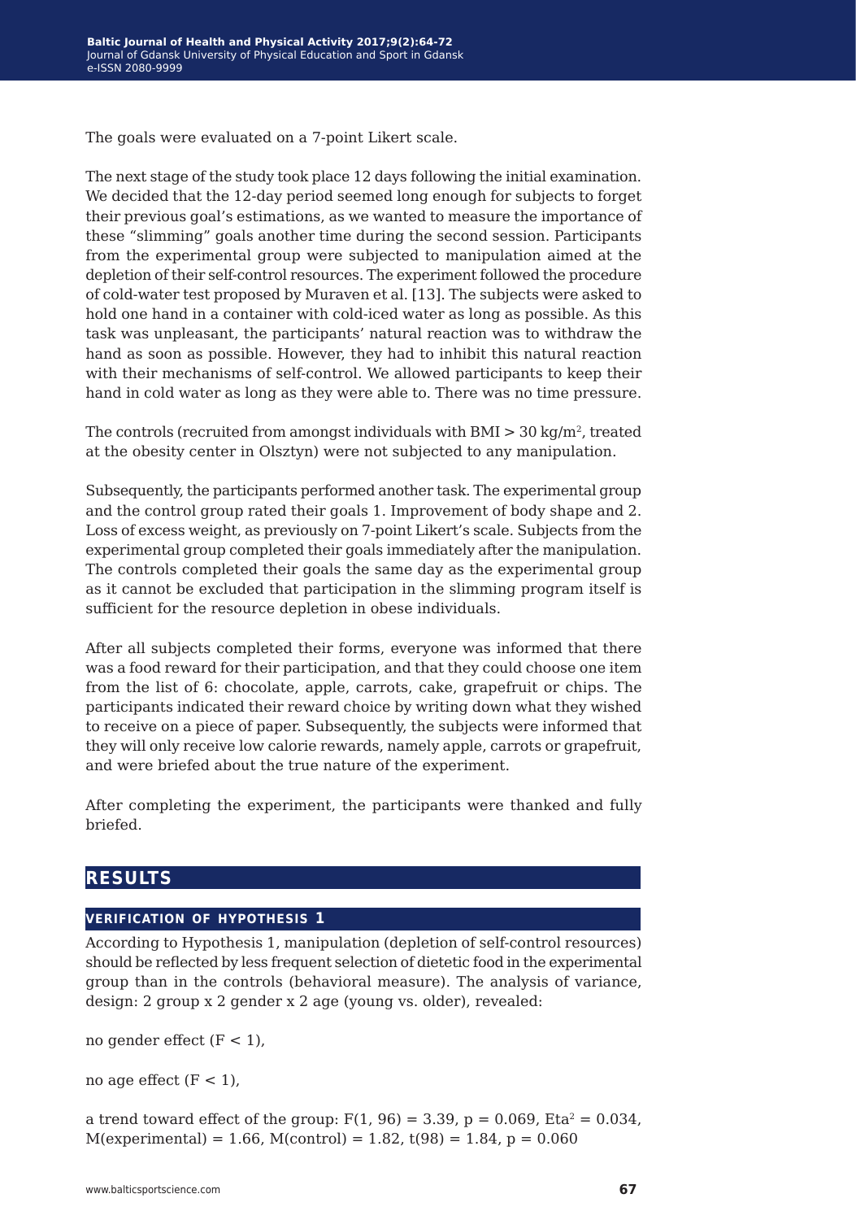The goals were evaluated on a 7-point Likert scale.

The next stage of the study took place 12 days following the initial examination. We decided that the 12-day period seemed long enough for subjects to forget their previous goal's estimations, as we wanted to measure the importance of these "slimming" goals another time during the second session. Participants from the experimental group were subjected to manipulation aimed at the depletion of their self-control resources. The experiment followed the procedure of cold-water test proposed by Muraven et al. [13]. The subjects were asked to hold one hand in a container with cold-iced water as long as possible. As this task was unpleasant, the participants' natural reaction was to withdraw the hand as soon as possible. However, they had to inhibit this natural reaction with their mechanisms of self-control. We allowed participants to keep their hand in cold water as long as they were able to. There was no time pressure.

The controls (recruited from amongst individuals with BMI > 30 $kg/m^2$, treated at the obesity center in Olsztyn) were not subjected to any manipulation.

Subsequently, the participants performed another task. The experimental group and the control group rated their goals 1. Improvement of body shape and 2. Loss of excess weight, as previously on 7-point Likert's scale. Subjects from the experimental group completed their goals immediately after the manipulation. The controls completed their goals the same day as the experimental group as it cannot be excluded that participation in the slimming program itself is sufficient for the resource depletion in obese individuals.

After all subjects completed their forms, everyone was informed that there was a food reward for their participation, and that they could choose one item from the list of 6: chocolate, apple, carrots, cake, grapefruit or chips. The participants indicated their reward choice by writing down what they wished to receive on a piece of paper. Subsequently, the subjects were informed that they will only receive low calorie rewards, namely apple, carrots or grapefruit, and were briefed about the true nature of the experiment.

After completing the experiment, the participants were thanked and fully briefed.

## RESULTS

### VERIFICATION OF HYPOTHESIS 1

According to Hypothesis 1, manipulation (depletion of self-control resources) should be reflected by less frequent selection of dietetic food in the experimental group than in the controls (behavioral measure). The analysis of variance, design: 2 group x 2 gender x 2 age (young vs. older), revealed:

no gender effect ($F < 1$),

no age effect ($F < 1$),

a trend toward effect of the group: $F(1, 96) = 3.39$, $p = 0.069$, $Eta^2 = 0.034$, M(experimental) = 1.66, M(control) = 1.82, $t(98) = 1.84$, $p = 0.060$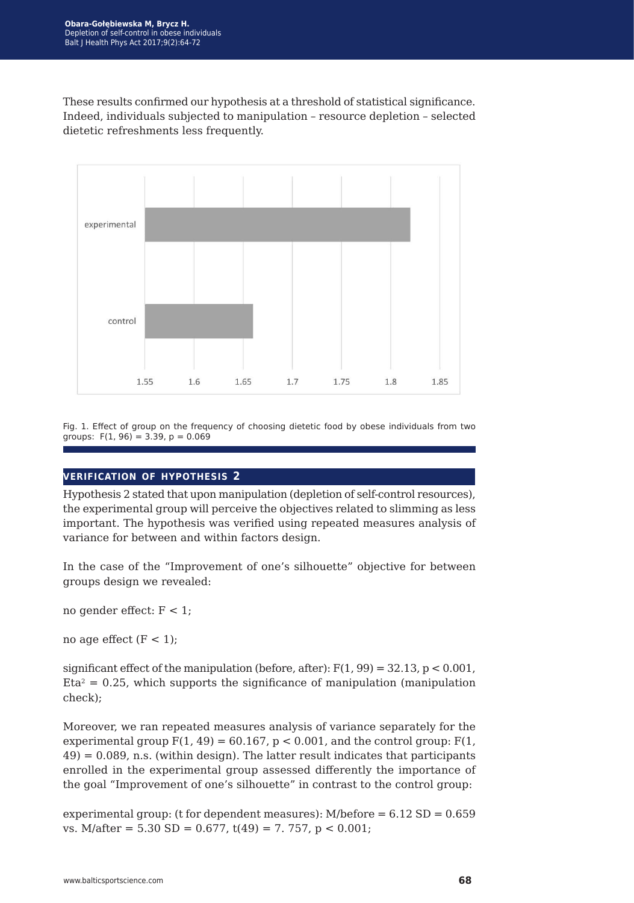These results confirmed our hypothesis at a threshold of statistical significance. Indeed, individuals subjected to manipulation – resource depletion – selected dietetic refreshments less frequently.

Fig. 1. Effect of group on the frequency of choosing dietetic food by obese individuals from two groups: $F(1, 96) = 3.39$, $p = 0.069$

## VERIFICATION OF HYPOTHESIS 2

Hypothesis 2 stated that upon manipulation (depletion of self-control resources), the experimental group will perceive the objectives related to slimming as less important. The hypothesis was verified using repeated measures analysis of variance for between and within factors design.

In the case of the "Improvement of one's silhouette" objective for between groups design we revealed:

no gender effect: $F < 1$;

no age effect ($F < 1$);

significant effect of the manipulation (before, after): $F(1, 99) = 32.13$, $p < 0.001$, $Eta^2 = 0.25$, which supports the significance of manipulation (manipulation check);

Moreover, we ran repeated measures analysis of variance separately for the experimental group $F(1, 49) = 60.167$, $p < 0.001$, and the control group: $F(1, 49) = 0.089$, n.s. (within design). The latter result indicates that participants enrolled in the experimental group assessed differently the importance of the goal "Improvement of one's silhouette" in contrast to the control group:

experimental group: (t for dependent measures): M/before = 6.12 SD = 0.659 vs. M/after = 5.30 SD = 0.677, $t(49) = 7.757$, $p < 0.001$;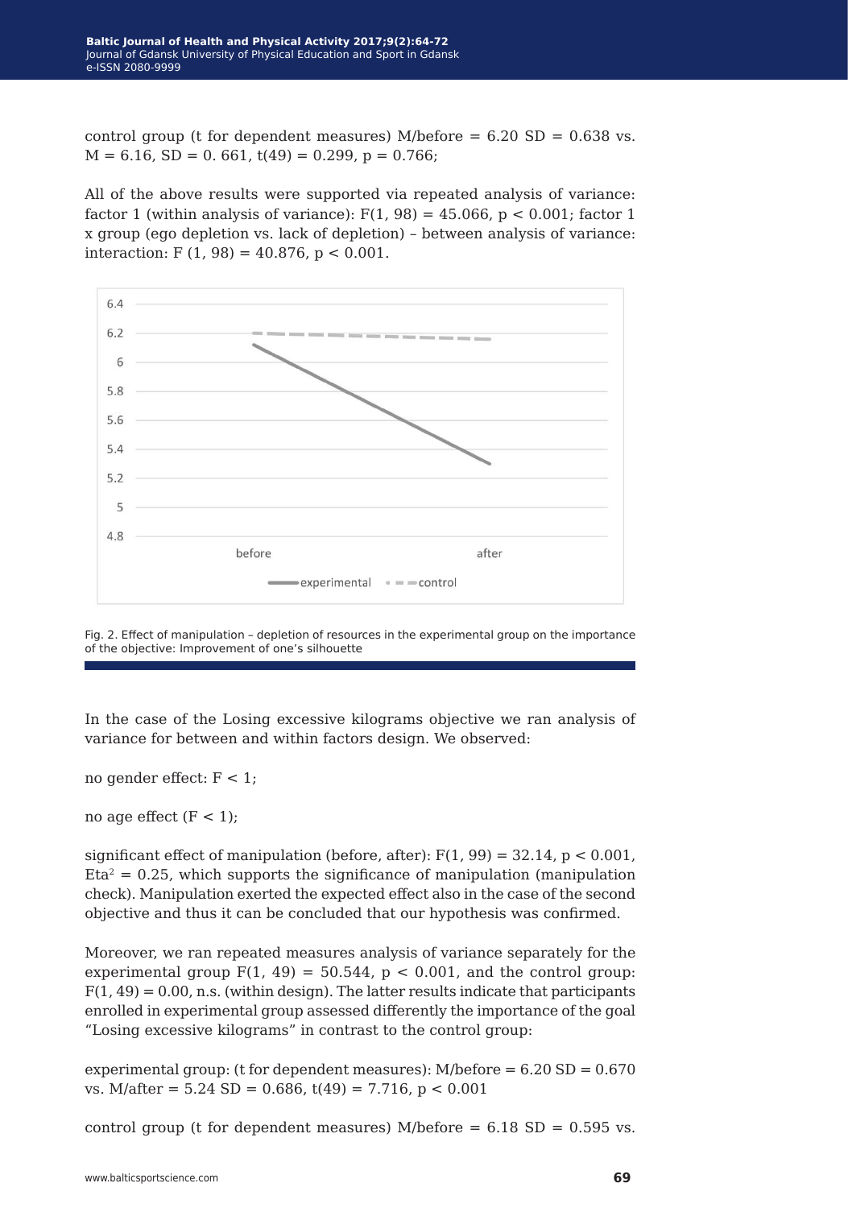control group (t for dependent measures) M/before = 6.20 SD = 0.638 vs. M = 6.16, SD = 0. 661, $t(49) = 0.299$, $p = 0.766$;

All of the above results were supported via repeated analysis of variance: factor 1 (within analysis of variance): $F(1, 98) = 45.066$, $p < 0.001$; factor 1 x group (ego depletion vs. lack of depletion) – between analysis of variance: interaction: $F(1, 98) = 40.876$, $p < 0.001$.

Fig. 2. Effect of manipulation – depletion of resources in the experimental group on the importance of the objective: Improvement of one's silhouette

In the case of the Losing excessive kilograms objective we ran analysis of variance for between and within factors design. We observed:

no gender effect: $F < 1$;

no age effect ($F < 1$);

significant effect of manipulation (before, after): $F(1, 99) = 32.14$, $p < 0.001$, $Eta^2 = 0.25$, which supports the significance of manipulation (manipulation check). Manipulation exerted the expected effect also in the case of the second objective and thus it can be concluded that our hypothesis was confirmed.

Moreover, we ran repeated measures analysis of variance separately for the experimental group $F(1, 49) = 50.544$, $p < 0.001$, and the control group: $F(1, 49) = 0.00$, n.s. (within design). The latter results indicate that participants enrolled in experimental group assessed differently the importance of the goal "Losing excessive kilograms" in contrast to the control group:

experimental group: (t for dependent measures): M/before = 6.20 SD = 0.670 vs. M/after = 5.24 SD = 0.686, $t(49) = 7.716$, $p < 0.001$

control group (t for dependent measures) M/before = 6.18 SD = 0.595 vs.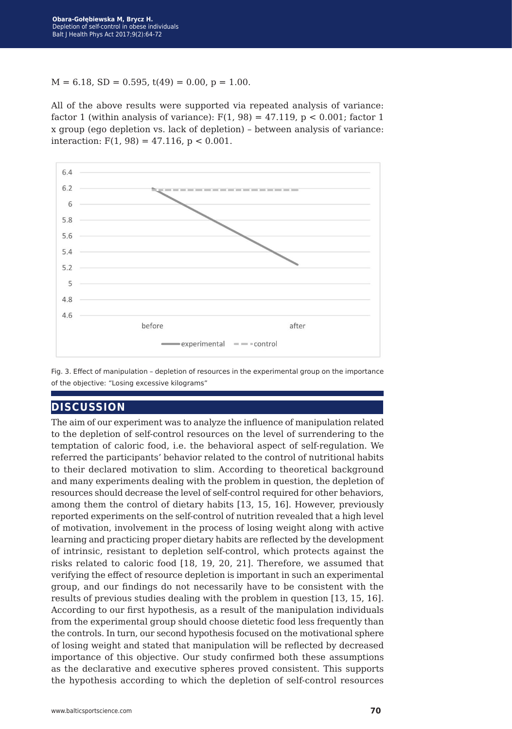M = 6.18, SD = 0.595, $t(49) = 0.00$, $p = 1.00$.

All of the above results were supported via repeated analysis of variance: factor 1 (within analysis of variance): $F(1, 98) = 47.119$, $p < 0.001$; factor 1 x group (ego depletion vs. lack of depletion) – between analysis of variance: interaction: $F(1, 98) = 47.116$, $p < 0.001$.

Fig. 3. Effect of manipulation – depletion of resources in the experimental group on the importance of the objective: "Losing excessive kilograms"

## DISCUSSION

The aim of our experiment was to analyze the influence of manipulation related to the depletion of self-control resources on the level of surrendering to the temptation of caloric food, i.e. the behavioral aspect of self-regulation. We referred the participants' behavior related to the control of nutritional habits to their declared motivation to slim. According to theoretical background and many experiments dealing with the problem in question, the depletion of resources should decrease the level of self-control required for other behaviors, among them the control of dietary habits [13, 15, 16]. However, previously reported experiments on the self-control of nutrition revealed that a high level of motivation, involvement in the process of losing weight along with active learning and practicing proper dietary habits are reflected by the development of intrinsic, resistant to depletion self-control, which protects against the risks related to caloric food [18, 19, 20, 21]. Therefore, we assumed that verifying the effect of resource depletion is important in such an experimental group, and our findings do not necessarily have to be consistent with the results of previous studies dealing with the problem in question [13, 15, 16]. According to our first hypothesis, as a result of the manipulation individuals from the experimental group should choose dietetic food less frequently than the controls. In turn, our second hypothesis focused on the motivational sphere of losing weight and stated that manipulation will be reflected by decreased importance of this objective. Our study confirmed both these assumptions as the declarative and executive spheres proved consistent. This supports the hypothesis according to which the depletion of self-control resources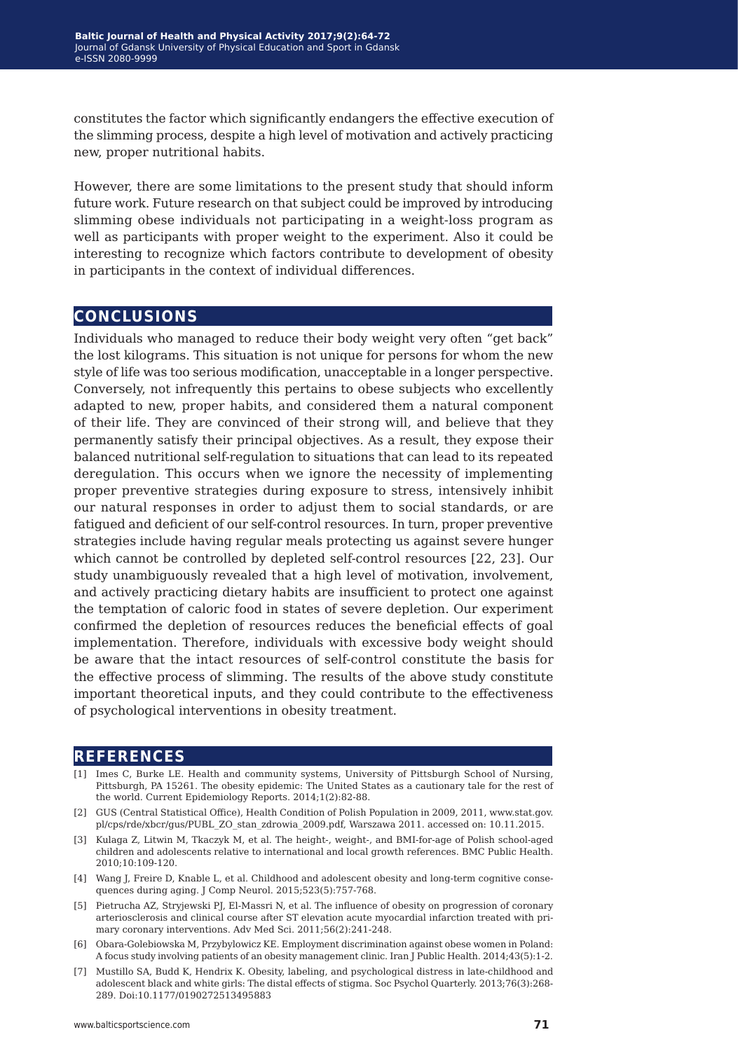constitutes the factor which significantly endangers the effective execution of the slimming process, despite a high level of motivation and actively practicing new, proper nutritional habits.

However, there are some limitations to the present study that should inform future work. Future research on that subject could be improved by introducing slimming obese individuals not participating in a weight-loss program as well as participants with proper weight to the experiment. Also it could be interesting to recognize which factors contribute to development of obesity in participants in the context of individual differences.

## CONCLUSIONS

Individuals who managed to reduce their body weight very often "get back" the lost kilograms. This situation is not unique for persons for whom the new style of life was too serious modification, unacceptable in a longer perspective. Conversely, not infrequently this pertains to obese subjects who excellently adapted to new, proper habits, and considered them a natural component of their life. They are convinced of their strong will, and believe that they permanently satisfy their principal objectives. As a result, they expose their balanced nutritional self-regulation to situations that can lead to its repeated deregulation. This occurs when we ignore the necessity of implementing proper preventive strategies during exposure to stress, intensively inhibit our natural responses in order to adjust them to social standards, or are fatigued and deficient of our self-control resources. In turn, proper preventive strategies include having regular meals protecting us against severe hunger which cannot be controlled by depleted self-control resources [22, 23]. Our study unambiguously revealed that a high level of motivation, involvement, and actively practicing dietary habits are insufficient to protect one against the temptation of caloric food in states of severe depletion. Our experiment confirmed the depletion of resources reduces the beneficial effects of goal implementation. Therefore, individuals with excessive body weight should be aware that the intact resources of self-control constitute the basis for the effective process of slimming. The results of the above study constitute important theoretical inputs, and they could contribute to the effectiveness of psychological interventions in obesity treatment.

## REFERENCES

[1] Imes C, Burke LE. Health and community systems, University of Pittsburgh School of Nursing, Pittsburgh, PA 15261. The obesity epidemic: The United States as a cautionary tale for the rest of the world. Current Epidemiology Reports. 2014;1(2):82-88.

[2] GUS (Central Statistical Office), Health Condition of Polish Population in 2009, 2011, www.stat.gov.pl/cps/rde/xbcr/gus/PUBL_ZO_stan_zdrowia_2009.pdf, Warszawa 2011. accessed on: 10.11.2015.

[3] Kulaga Z, Litwin M, Tkaczyk M, et al. The height-, weight-, and BMI-for-age of Polish school-aged children and adolescents relative to international and local growth references. BMC Public Health. 2010;10:109-120.

[4] Wang J, Freire D, Knable L, et al. Childhood and adolescent obesity and long-term cognitive consequences during aging. J Comp Neurol. 2015;523(5):757-768.

[5] Pietrucha AZ, Stryjewski PJ, El-Massri N, et al. The influence of obesity on progression of coronary arteriosclerosis and clinical course after ST elevation acute myocardial infarction treated with primary coronary interventions. Adv Med Sci. 2011;56(2):241-248.

[6] Obara-Golebiowska M, Przybylowicz KE. Employment discrimination against obese women in Poland: A focus study involving patients of an obesity management clinic. Iran J Public Health. 2014;43(5):1-2.

[7] Mustillo SA, Budd K, Hendrix K. Obesity, labeling, and psychological distress in late-childhood and adolescent black and white girls: The distal effects of stigma. Soc Psychol Quarterly. 2013;76(3):268-289. Doi:10.1177/0190272513495883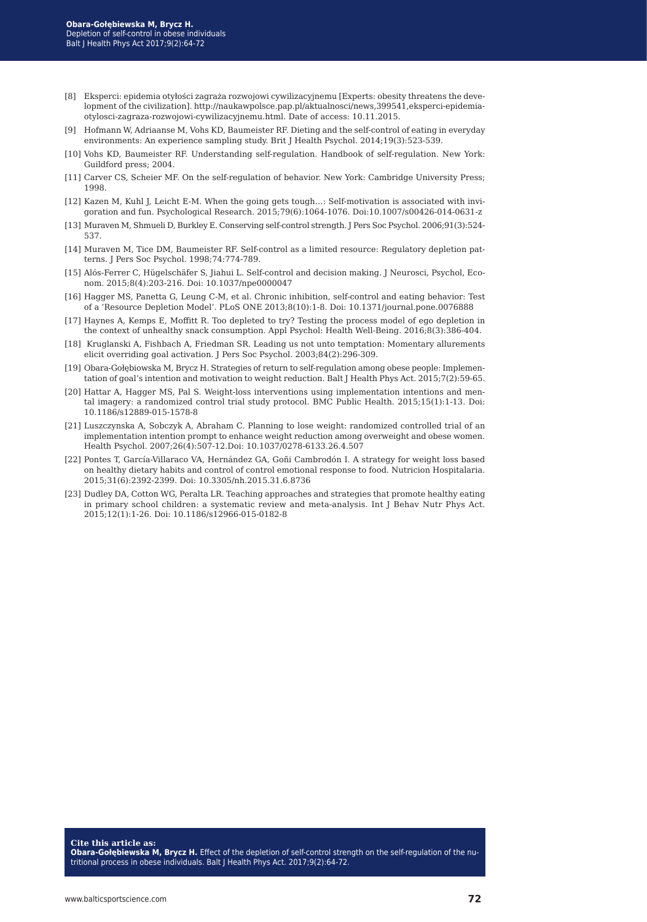[8] Eksperci: epidemia otyłości zagraża rozwojowi cywilizacyjnemu [Experts: obesity threatens the development of the civilization]. http://naukawpolsce.pap.pl/aktualnosci/news,399541,eksperci-epidemia-otylosci-zagraza-rozwojowi-cywilizacyjnemu.html. Date of access: 10.11.2015.

[9] Hofmann W, Adriaanse M, Vohs KD, Baumeister RF. Dieting and the self-control of eating in everyday environments: An experience sampling study. Brit J Health Psychol. 2014;19(3):523-539.

[10] Vohs KD, Baumeister RF. Understanding self-regulation. Handbook of self-regulation. New York: Guildford press; 2004.

[11] Carver CS, Scheier MF. On the self-regulation of behavior. New York: Cambridge University Press; 1998.

[12] Kazen M, Kuhl J, Leicht E-M. When the going gets tough…: Self-motivation is associated with invigoration and fun. Psychological Research. 2015;79(6):1064-1076. Doi:10.1007/s00426-014-0631-z

[13] Muraven M, Shmueli D, Burkley E. Conserving self-control strength. J Pers Soc Psychol. 2006;91(3):524-537.

[14] Muraven M, Tice DM, Baumeister RF. Self-control as a limited resource: Regulatory depletion patterns. J Pers Soc Psychol. 1998;74:774-789.

[15] Alós-Ferrer C, Hügelschäfer S, Jiahui L. Self-control and decision making. J Neurosci, Psychol, Econom. 2015;8(4):203-216. Doi: 10.1037/npe0000047

[16] Hagger MS, Panetta G, Leung C-M, et al. Chronic inhibition, self-control and eating behavior: Test of a 'Resource Depletion Model'. PLoS ONE 2013;8(10):1-8. Doi: 10.1371/journal.pone.0076888

[17] Haynes A, Kemps E, Moffitt R. Too depleted to try? Testing the process model of ego depletion in the context of unhealthy snack consumption. Appl Psychol: Health Well-Being. 2016;8(3):386-404.

[18] Kruglanski A, Fishbach A, Friedman SR. Leading us not unto temptation: Momentary allurements elicit overriding goal activation. J Pers Soc Psychol. 2003;84(2):296-309.

[19] Obara-Gołębiowska M, Brycz H. Strategies of return to self-regulation among obese people: Implementation of goal's intention and motivation to weight reduction. Balt J Health Phys Act. 2015;7(2):59-65.

[20] Hattar A, Hagger MS, Pal S. Weight-loss interventions using implementation intentions and mental imagery: a randomized control trial study protocol. BMC Public Health. 2015;15(1):1-13. Doi: 10.1186/s12889-015-1578-8

[21] Luszczynska A, Sobczyk A, Abraham C. Planning to lose weight: randomized controlled trial of an implementation intention prompt to enhance weight reduction among overweight and obese women. Health Psychol. 2007;26(4):507-12.Doi: 10.1037/0278-6133.26.4.507

[22] Pontes T, García-Villaraco VA, Hernández GA, Goñi Cambrodón I. A strategy for weight loss based on healthy dietary habits and control of control emotional response to food. Nutricion Hospitalaria. 2015;31(6):2392-2399. Doi: 10.3305/nh.2015.31.6.8736

[23] Dudley DA, Cotton WG, Peralta LR. Teaching approaches and strategies that promote healthy eating in primary school children: a systematic review and meta-analysis. Int J Behav Nutr Phys Act. 2015;12(1):1-26. Doi: 10.1186/s12966-015-0182-8

**Cite this article as:**
**Obara-Gołębiewska M, Brycz H.** Effect of the depletion of self-control strength on the self-regulation of the nutritional process in obese individuals. Balt J Health Phys Act. 2017;9(2):64-72.